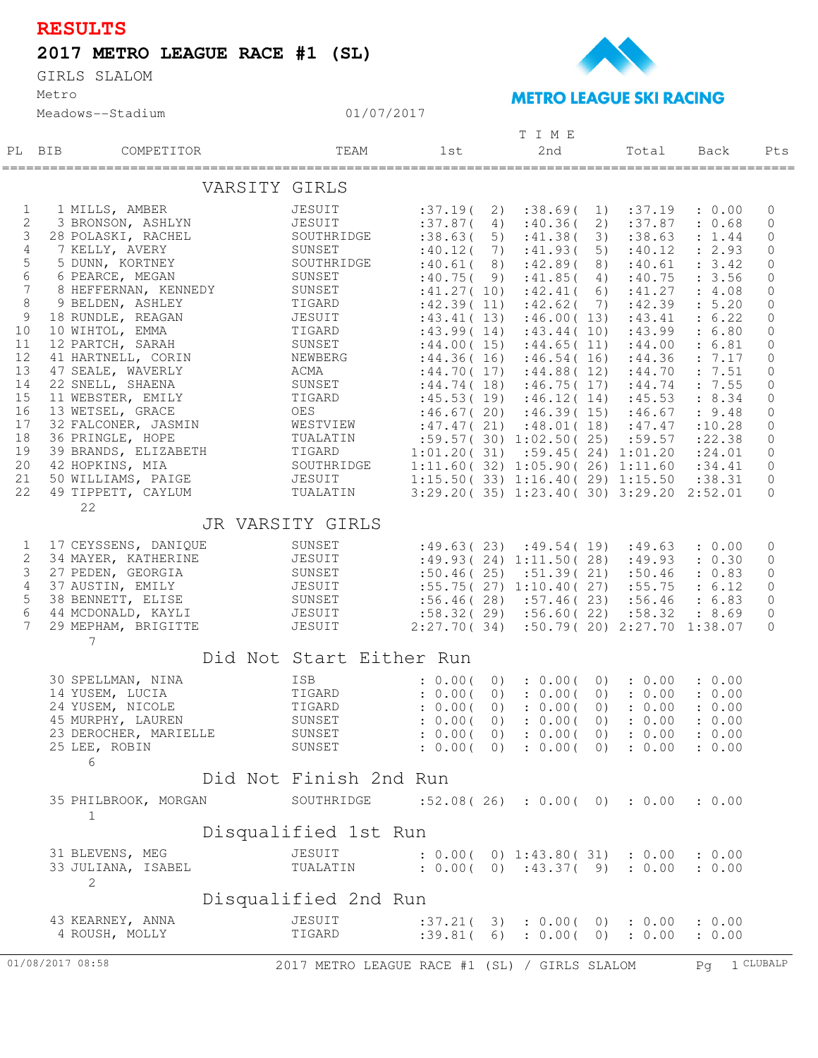# RESULTS

## 2017 METRO LEAGUE RACE #1 (SL)

GIRLS SLALOM

Metro

Meadows--Stadium 01/07/2017

METRO LEAGUE SKI RACING

| PL | BIB | COMPETITOR | TEAM | 1st | 2nd | Total | Back | Pts |
|---|---|---|---|---|---|---|---|---|
| | | **VARSITY GIRLS** | | | | | | |
| 1 | 1 | MILLS, AMBER | JESUIT | :37.19( 2) | :38.69( 1) | :37.19 | : 0.00 | 0 |
| 2 | 3 | BRONSON, ASHLYN | JESUIT | :37.87( 4) | :40.36( 2) | :37.87 | : 0.68 | 0 |
| 3 | 28 | POLASKI, RACHEL | SOUTHRIDGE | :38.63( 5) | :41.38( 3) | :38.63 | : 1.44 | 0 |
| 4 | 7 | KELLY, AVERY | SUNSET | :40.12( 7) | :41.93( 5) | :40.12 | : 2.93 | 0 |
| 5 | 5 | DUNN, KORTNEY | SOUTHRIDGE | :40.61( 8) | :42.89( 8) | :40.61 | : 3.42 | 0 |
| 6 | 6 | PEARCE, MEGAN | SUNSET | :40.75( 9) | :41.85( 4) | :40.75 | : 3.56 | 0 |
| 7 | 8 | HEFFERNAN, KENNEDY | SUNSET | :41.27( 10) | :42.41( 6) | :41.27 | : 4.08 | 0 |
| 8 | 9 | BELDEN, ASHLEY | TIGARD | :42.39( 11) | :42.62( 7) | :42.39 | : 5.20 | 0 |
| 9 | 18 | RUNDLE, REAGAN | JESUIT | :43.41( 13) | :46.00( 13) | :43.41 | : 6.22 | 0 |
| 10 | 10 | WIHTOL, EMMA | TIGARD | :43.99( 14) | :43.44( 10) | :43.99 | : 6.80 | 0 |
| 11 | 12 | PARTCH, SARAH | SUNSET | :44.00( 15) | :44.65( 11) | :44.00 | : 6.81 | 0 |
| 12 | 41 | HARTNELL, CORIN | NEWBERG | :44.36( 16) | :46.54( 16) | :44.36 | : 7.17 | 0 |
| 13 | 47 | SEALE, WAVERLY | ACMA | :44.70( 17) | :44.88( 12) | :44.70 | : 7.51 | 0 |
| 14 | 22 | SNELL, SHAENA | SUNSET | :44.74( 18) | :46.75( 17) | :44.74 | : 7.55 | 0 |
| 15 | 11 | WEBSTER, EMILY | TIGARD | :45.53( 19) | :46.12( 14) | :45.53 | : 8.34 | 0 |
| 16 | 13 | WETSEL, GRACE | OES | :46.67( 20) | :46.39( 15) | :46.67 | : 9.48 | 0 |
| 17 | 32 | FALCONER, JASMIN | WESTVIEW | :47.47( 21) | :48.01( 18) | :47.47 | :10.28 | 0 |
| 18 | 36 | PRINGLE, HOPE | TUALATIN | :59.57( 30) | 1:02.50( 25) | :59.57 | :22.38 | 0 |
| 19 | 39 | BRANDS, ELIZABETH | TIGARD | 1:01.20( 31) | :59.45( 24) | 1:01.20 | :24.01 | 0 |
| 20 | 42 | HOPKINS, MIA | SOUTHRIDGE | 1:11.60( 32) | 1:05.90( 26) | 1:11.60 | :34.41 | 0 |
| 21 | 50 | WILLIAMS, PAIGE | JESUIT | 1:15.50( 33) | 1:16.40( 29) | 1:15.50 | :38.31 | 0 |
| 22 | 49 | TIPPETT, CAYLUM | TUALATIN | 3:29.20( 35) | 1:23.40( 30) | 3:29.20 | 2:52.01 | 0 |
| | 22 | | | | | | | |
| | | **JR VARSITY GIRLS** | | | | | | |
| 1 | 17 | CEYSSENS, DANIQUE | SUNSET | :49.63( 23) | :49.54( 19) | :49.63 | : 0.00 | 0 |
| 2 | 34 | MAYER, KATHERINE | JESUIT | :49.93( 24) | 1:11.50( 28) | :49.93 | : 0.30 | 0 |
| 3 | 27 | PEDEN, GEORGIA | SUNSET | :50.46( 25) | :51.39( 21) | :50.46 | : 0.83 | 0 |
| 4 | 37 | AUSTIN, EMILY | JESUIT | :55.75( 27) | 1:10.40( 27) | :55.75 | : 6.12 | 0 |
| 5 | 38 | BENNETT, ELISE | SUNSET | :56.46( 28) | :57.46( 23) | :56.46 | : 6.83 | 0 |
| 6 | 44 | MCDONALD, KAYLI | JESUIT | :58.32( 29) | :56.60( 22) | :58.32 | : 8.69 | 0 |
| 7 | 29 | MEPHAM, BRIGITTE | JESUIT | 2:27.70( 34) | :50.79( 20) | 2:27.70 | 1:38.07 | 0 |
| | 7 | | | | | | | |
| | | **Did Not Start Either Run** | | | | | | |
| | 30 | SPELLMAN, NINA | ISB | : 0.00( 0) | : 0.00( 0) | : 0.00 | : 0.00 | |
| | 14 | YUSEM, LUCIA | TIGARD | : 0.00( 0) | : 0.00( 0) | : 0.00 | : 0.00 | |
| | 24 | YUSEM, NICOLE | TIGARD | : 0.00( 0) | : 0.00( 0) | : 0.00 | : 0.00 | |
| | 45 | MURPHY, LAUREN | SUNSET | : 0.00( 0) | : 0.00( 0) | : 0.00 | : 0.00 | |
| | 23 | DEROCHER, MARIELLE | SUNSET | : 0.00( 0) | : 0.00( 0) | : 0.00 | : 0.00 | |
| | 25 | LEE, ROBIN | SUNSET | : 0.00( 0) | : 0.00( 0) | : 0.00 | : 0.00 | |
| | 6 | | | | | | | |
| | | **Did Not Finish 2nd Run** | | | | | | |
| | 35 | PHILBROOK, MORGAN | SOUTHRIDGE | :52.08( 26) | : 0.00( 0) | : 0.00 | : 0.00 | |
| | 1 | | | | | | | |
| | | **Disqualified 1st Run** | | | | | | |
| | 31 | BLEVENS, MEG | JESUIT | : 0.00( 0) | 1:43.80( 31) | : 0.00 | : 0.00 | |
| | 33 | JULIANA, ISABEL | TUALATIN | : 0.00( 0) | :43.37( 9) | : 0.00 | : 0.00 | |
| | 2 | | | | | | | |
| | | **Disqualified 2nd Run** | | | | | | |
| | 43 | KEARNEY, ANNA | JESUIT | :37.21( 3) | : 0.00( 0) | : 0.00 | : 0.00 | |
| | 4 | ROUSH, MOLLY | TIGARD | :39.81( 6) | : 0.00( 0) | : 0.00 | : 0.00 | |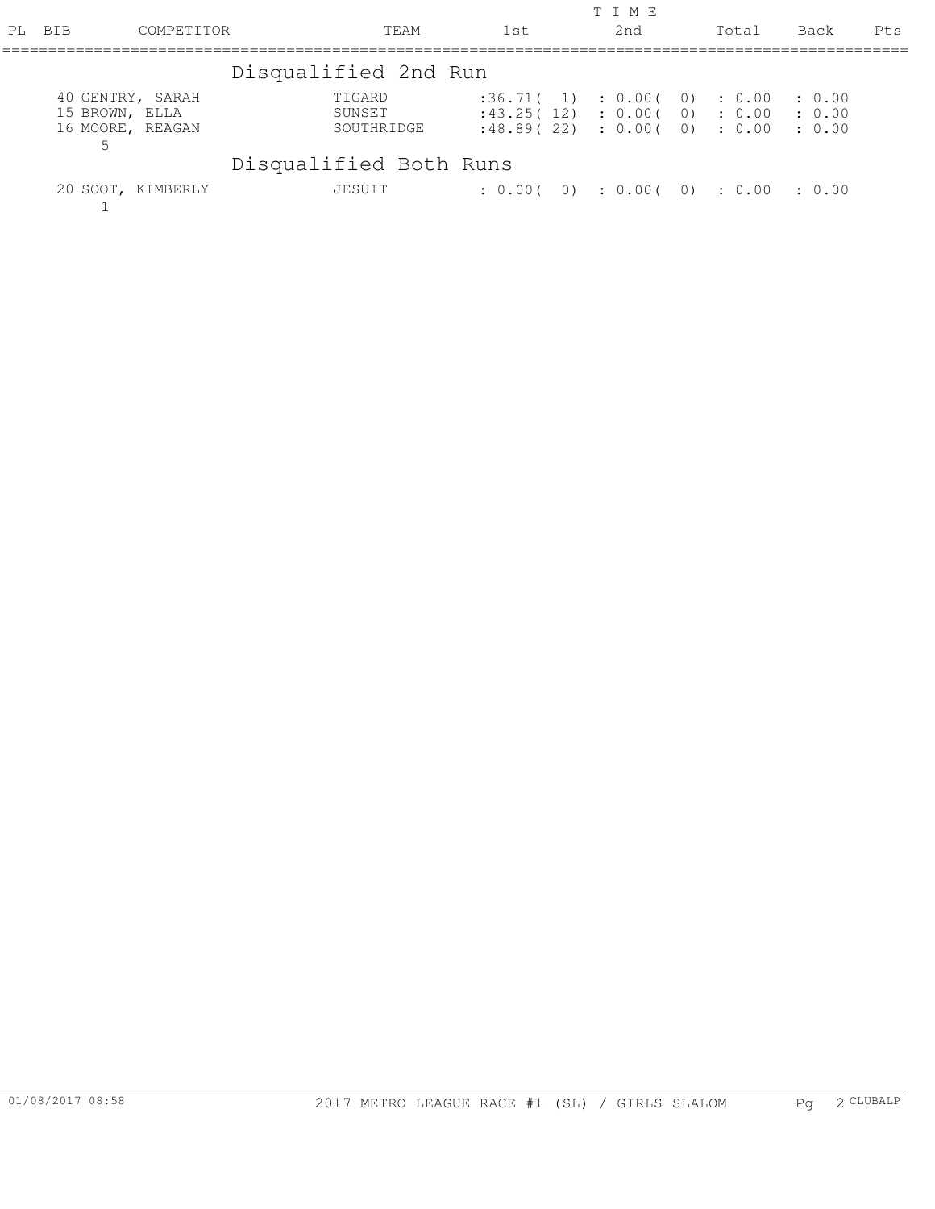| PL | BIB | COMPETITOR | TEAM | TIME 1st | 2nd | Total | Back | Pts |
|---|---|---|---|---|---|---|---|---|
| | | **Disqualified 2nd Run** | | | | | | |
| | 40 | GENTRY, SARAH | TIGARD | :36.71( 1) | : 0.00( 0) | : 0.00 | : 0.00 | |
| | 15 | BROWN, ELLA | SUNSET | :43.25( 12) | : 0.00( 0) | : 0.00 | : 0.00 | |
| | 16 | MOORE, REAGAN | SOUTHRIDGE | :48.89( 22) | : 0.00( 0) | : 0.00 | : 0.00 | |
| | 5 | | | | | | | |
| | | **Disqualified Both Runs** | | | | | | |
| | 20 | SOOT, KIMBERLY | JESUIT | : 0.00( 0) | : 0.00( 0) | : 0.00 | : 0.00 | |
| | 1 | | | | | | | |

01/08/2017 08:58 2017 METRO LEAGUE RACE #1 (SL) / GIRLS SLALOM CLUBALP